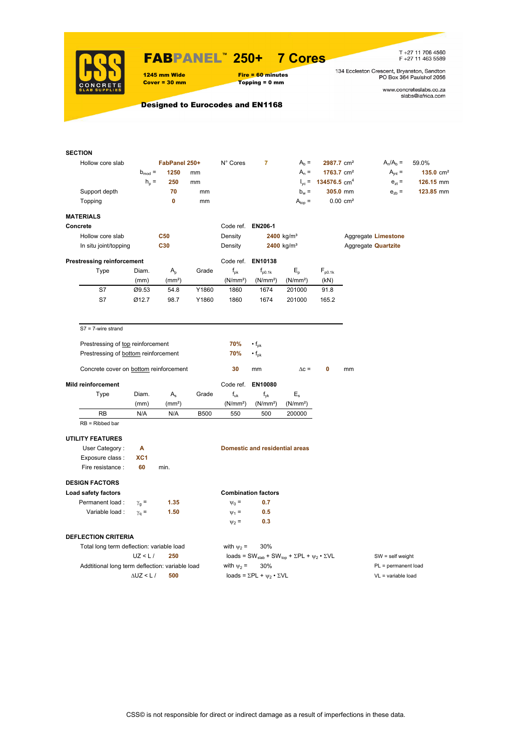# FABPANEL™ 250+ 7 Cores

**1245 mm Wide**
**Cover = 30 mm**

**Fire = 60 minutes**
**Topping = 0 mm**

T +27 11 706 4560
F +27 11 463 5589

134 Eccleston Crescent, Bryanston, Sandton
PO Box 364 Paulshof 2056

www.concreteslabs.co.za
slabs@iafrica.com

**Designed to Eurocodes and EN1168**

## SECTION

| | | | | | | | |
|---|---|---|---|---|---|---|---|
| Hollow core slab | **FabPanel 250+** | N° Cores | **7** | $A_b$ = | **2987.7** cm² | $A_n/A_b$ = | 59.0% |
| $b_{mod}$ = | **1250** mm | | | $A_n$ = | **1763.7** cm² | $A_{jnt}$ = | **135.0** cm² |
| $h_p$ = | **250** mm | | | $I_{yc}$ = | **134576.5** cm⁴ | $e_{zt}$ = | **126.15** mm |
| Support depth | **70** mm | | | $b_w$ = | **305.0** mm | $e_{zb}$ = | **123.85** mm |
| Topping | **0** mm | | | $A_{top}$ = | 0.00 cm² | | |

## MATERIALS

**Concrete**

| | | Code ref. | EN206-1 | |
|---|---|---|---|---|
| Hollow core slab | **C50** | Density | **2400** kg/m³ | Aggregate **Limestone** |
| In situ joint/topping | **C30** | Density | **2400** kg/m³ | Aggregate **Quartzite** |

**Prestressing reinforcement** — Code ref. **EN10138**

| Type | Diam. (mm) | $A_p$ (mm²) | Grade | $f_{pk}$ (N/mm²) | $f_{p0.1k}$ (N/mm²) | $E_p$ (N/mm²) | $F_{p0.1k}$ (kN) |
|---|---|---|---|---|---|---|---|
| S7 | Ø9.53 | 54.8 | Y1860 | 1860 | 1674 | 201000 | 91.8 |
| S7 | Ø12.7 | 98.7 | Y1860 | 1860 | 1674 | 201000 | 165.2 |

S7 = 7-wire strand

Prestressing of top reinforcement **70%** • $f_{pk}$

Prestressing of bottom reinforcement **70%** • $f_{pk}$

Concrete cover on bottom reinforcement **30** mm $\Delta c$ = **0** mm

**Mild reinforcement** — Code ref. **EN10080**

| Type | Diam. (mm) | $A_s$ (mm²) | Grade | $f_{uk}$ (N/mm²) | $f_{yk}$ (N/mm²) | $E_s$ (N/mm²) |
|---|---|---|---|---|---|---|
| RB | N/A | N/A | B500 | 550 | 500 | 200000 |

RB = Ribbed bar

## UTILITY FEATURES

User Category : **A** — **Domestic and residential areas**

Exposure class : **XC1**

Fire resistance : **60** min.

## DESIGN FACTORS

| Load safety factors | | | Combination factors | |
|---|---|---|---|---|
| Permanent load : | $\gamma_g$ = | **1.35** | $\psi_0$ = | **0.7** |
| Variable load : | $\gamma_q$ = | **1.50** | $\psi_1$ = | **0.5** |
| | | | $\psi_2$ = | **0.3** |

## DEFLECTION CRITERIA

Total long term deflection: variable load — with $\psi_2$ = 30%

UZ < L / **250** — loads = $SW_{slab} + SW_{top} + \Sigma PL + \psi_2 \cdot \Sigma VL$

Addtitional long term deflection: variable load — with $\psi_2$ = 30%

ΔUZ < L / **500** — loads = $\Sigma PL + \psi_2 \cdot \Sigma VL$

SW = self weight
PL = permanent load
VL = variable load

CSS© is not responsible for direct or indirect damage as a result of imperfections in these data.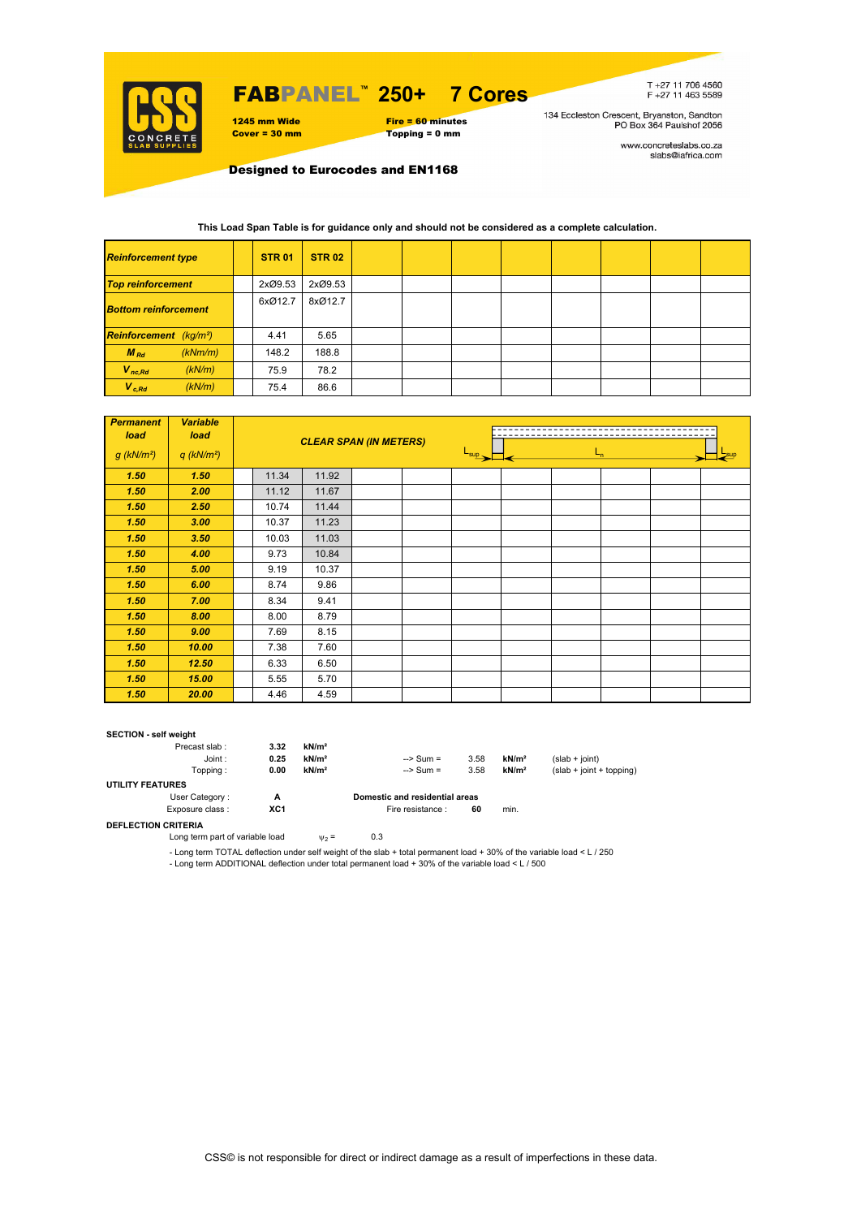# FABPANEL™ 250+ 7 Cores

**1245 mm Wide**
**Cover = 30 mm**

**Fire = 60 minutes**
**Topping = 0 mm**

T +27 11 706 4560
F +27 11 463 5589

134 Eccleston Crescent, Bryanston, Sandton
PO Box 364 Paulshof 2056

www.concreteslabs.co.za
slabs@iafrica.com

**Designed to Eurocodes and EN1168**

**This Load Span Table is for guidance only and should not be considered as a complete calculation.**

| *Reinforcement type* | | **STR 01** | **STR 02** | | | | | | | | |
|---|---|---|---|---|---|---|---|---|---|---|---|
| *Top reinforcement* | | 2xØ9.53 | 2xØ9.53 | | | | | | | | |
| *Bottom reinforcement* | | 6xØ12.7 | 8xØ12.7 | | | | | | | | |
| *Reinforcement (kg/m²)* | | 4.41 | 5.65 | | | | | | | | |
| $M_{Rd}$ | *(kNm/m)* | 148.2 | 188.8 | | | | | | | | |
| $V_{nc,Rd}$ | *(kN/m)* | 75.9 | 78.2 | | | | | | | | |
| $V_{c,Rd}$ | *(kN/m)* | 75.4 | 86.6 | | | | | | | | |

| *Permanent load* g (kN/m²) | *Variable load* q (kN/m²) | *CLEAR SPAN (IN METERS)* ($L_{sup}$, $L_n$, $L_{sup}$) | | | | | | | | |
|---|---|---|---|---|---|---|---|---|---|---|
| **1.50** | **1.50** | 11.34 | 11.92 | | | | | | | |
| **1.50** | **2.00** | 11.12 | 11.67 | | | | | | | |
| **1.50** | **2.50** | 10.74 | 11.44 | | | | | | | |
| **1.50** | **3.00** | 10.37 | 11.23 | | | | | | | |
| **1.50** | **3.50** | 10.03 | 11.03 | | | | | | | |
| **1.50** | **4.00** | 9.73 | 10.84 | | | | | | | |
| **1.50** | **5.00** | 9.19 | 10.37 | | | | | | | |
| **1.50** | **6.00** | 8.74 | 9.86 | | | | | | | |
| **1.50** | **7.00** | 8.34 | 9.41 | | | | | | | |
| **1.50** | **8.00** | 8.00 | 8.79 | | | | | | | |
| **1.50** | **9.00** | 7.69 | 8.15 | | | | | | | |
| **1.50** | **10.00** | 7.38 | 7.60 | | | | | | | |
| **1.50** | **12.50** | 6.33 | 6.50 | | | | | | | |
| **1.50** | **15.00** | 5.55 | 5.70 | | | | | | | |
| **1.50** | **20.00** | 4.46 | 4.59 | | | | | | | |

**SECTION - self weight**

| | | | | | | |
|---|---|---|---|---|---|---|
| Precast slab : | **3.32** | **kN/m²** | | | | |
| Joint : | **0.25** | **kN/m²** | --> Sum = | 3.58 | **kN/m²** | (slab + joint) |
| Topping : | **0.00** | **kN/m²** | --> Sum = | 3.58 | **kN/m²** | (slab + joint + topping) |

**UTILITY FEATURES**

User Category : **A** — **Domestic and residential areas**

Exposure class : **XC1** — Fire resistance : **60** min.

**DEFLECTION CRITERIA**

Long term part of variable load $\psi_2 =$ 0.3

- Long term TOTAL deflection under self weight of the slab + total permanent load + 30% of the variable load < L / 250
- Long term ADDITIONAL deflection under total permanent load + 30% of the variable load < L / 500

CSS© is not responsible for direct or indirect damage as a result of imperfections in these data.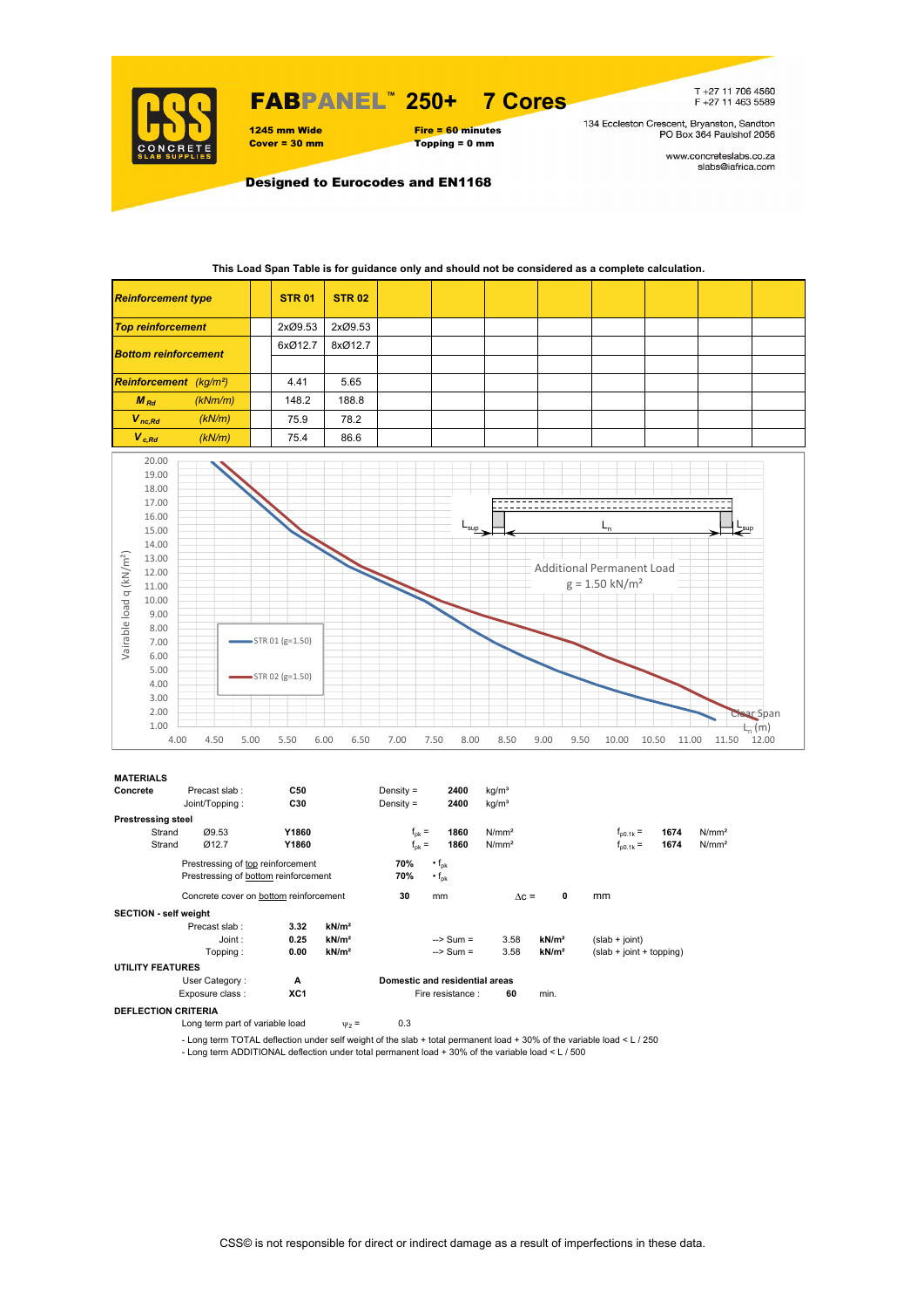# FABPANEL™ 250+ 7 Cores

**1245 mm Wide**
**Cover = 30 mm**

**Fire = 60 minutes**
**Topping = 0 mm**

T +27 11 706 4560
F +27 11 463 5589

134 Eccleston Crescent, Bryanston, Sandton
PO Box 364 Paulshof 2056

www.concreteslabs.co.za
slabs@iafrica.com

**Designed to Eurocodes and EN1168**

**This Load Span Table is for guidance only and should not be considered as a complete calculation.**

| *Reinforcement type* | | STR 01 | STR 02 | | | | | | | | |
|---|---|---|---|---|---|---|---|---|---|---|---|
| *Top reinforcement* | | 2xØ9.53 | 2xØ9.53 | | | | | | | | |
| *Bottom reinforcement* | | 6xØ12.7 | 8xØ12.7 | | | | | | | | |
| *Reinforcement* *(kg/m²)* | | 4.41 | 5.65 | | | | | | | | |
| $M_{Rd}$ *(kNm/m)* | | 148.2 | 188.8 | | | | | | | | |
| $V_{nc,Rd}$ *(kN/m)* | | 75.9 | 78.2 | | | | | | | | |
| $V_{c,Rd}$ *(kN/m)* | | 75.4 | 86.6 | | | | | | | | |

Vairable load q (kN/m²)
20.00
19.00
18.00
17.00
16.00
15.00
14.00
13.00
12.00
11.00
10.00
9.00
8.00
7.00
6.00
5.00
4.00
3.00
2.00
1.00

4.00 4.50 5.00 5.50 6.00 6.50 7.00 7.50 8.00 8.50 9.00 9.50 10.00 10.50 11.00 11.50 12.00

Clear Span
$L_n$ (m)

STR 01 (g=1.50)
STR 02 (g=1.50)

$L_{sup}$ $L_n$ $L_{sup}$

Additional Permanent Load
g = 1.50 kN/m²

**MATERIALS**

**Concrete**
- Precast slab : **C50** Density = **2400** kg/m³
- Joint/Topping : **C30** Density = **2400** kg/m³

**Prestressing steel**
- Strand Ø9.53 **Y1860** $f_{pk}$ = **1860** N/mm² $f_{p0.1k}$ = **1674** N/mm²
- Strand Ø12.7 **Y1860** $f_{pk}$ = **1860** N/mm² $f_{p0.1k}$ = **1674** N/mm²

Prestressing of top reinforcement **70%** • $f_{pk}$
Prestressing of bottom reinforcement **70%** • $f_{pk}$

Concrete cover on bottom reinforcement **30** mm $\Delta c$ = **0** mm

**SECTION - self weight**
- Precast slab : **3.32** **kN/m²**
- Joint : **0.25** **kN/m²** --> Sum = 3.58 **kN/m²** (slab + joint)
- Topping : **0.00** **kN/m²** --> Sum = 3.58 **kN/m²** (slab + joint + topping)

**UTILITY FEATURES**
- User Category : **A** **Domestic and residential areas**
- Exposure class : **XC1** Fire resistance : **60** min.

**DEFLECTION CRITERIA**

Long term part of variable load $\psi_2$ = 0.3

- Long term TOTAL deflection under self weight of the slab + total permanent load + 30% of the variable load < L / 250
- Long term ADDITIONAL deflection under total permanent load + 30% of the variable load < L / 500

CSS© is not responsible for direct or indirect damage as a result of imperfections in these data.